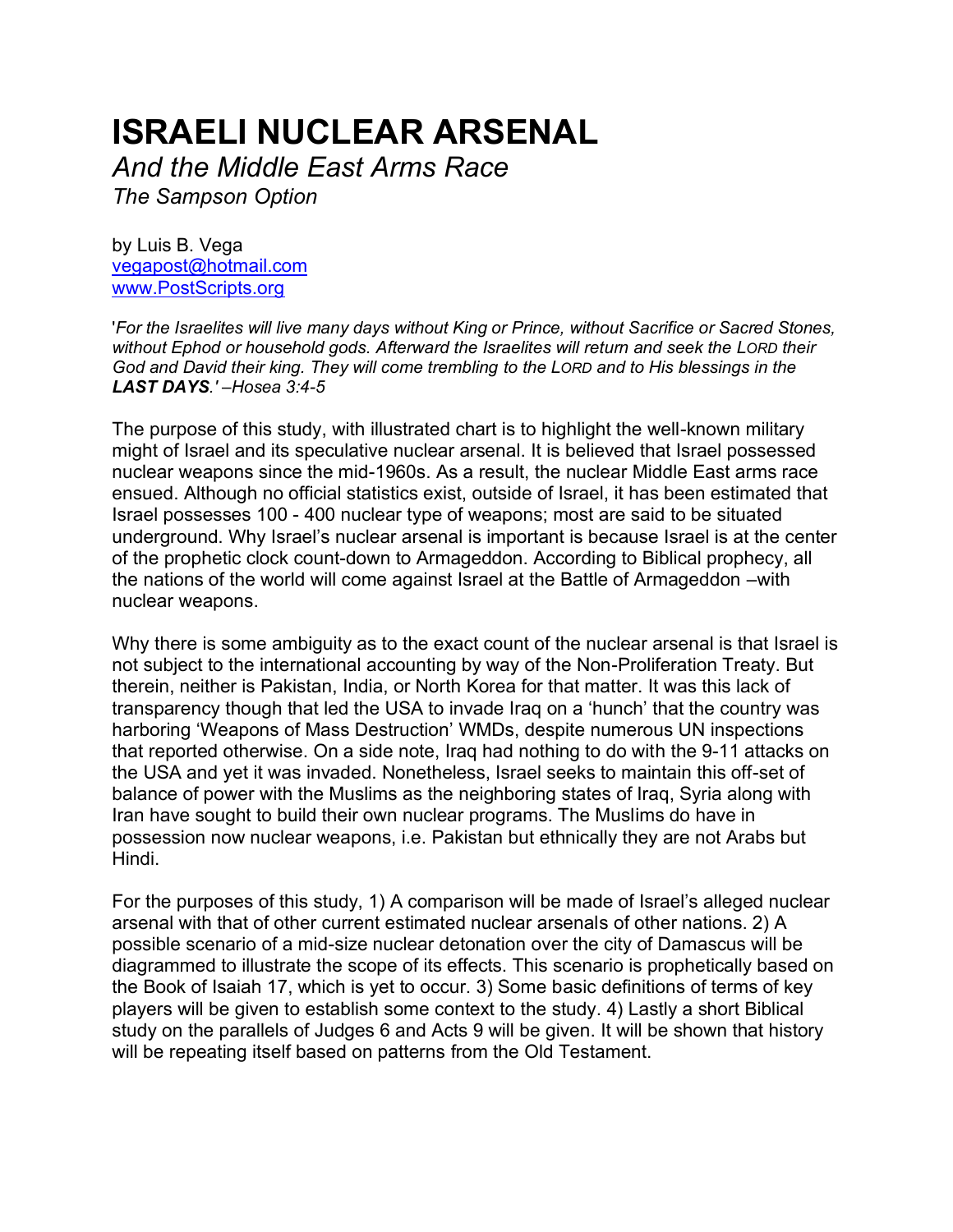# ISRAELI NUCLEAR ARSENAL

*And the Middle East Arms Race*

*The Sampson Option*

by Luis B. Vega
vegapost@hotmail.com
www.PostScripts.org

'*For the Israelites will live many days without King or Prince, without Sacrifice or Sacred Stones, without Ephod or household gods. Afterward the Israelites will return and seek the LORD their God and David their king. They will come trembling to the LORD and to His blessings in the **LAST DAYS**.' –Hosea 3:4-5*

The purpose of this study, with illustrated chart is to highlight the well-known military might of Israel and its speculative nuclear arsenal. It is believed that Israel possessed nuclear weapons since the mid-1960s. As a result, the nuclear Middle East arms race ensued. Although no official statistics exist, outside of Israel, it has been estimated that Israel possesses 100 - 400 nuclear type of weapons; most are said to be situated underground. Why Israel's nuclear arsenal is important is because Israel is at the center of the prophetic clock count-down to Armageddon. According to Biblical prophecy, all the nations of the world will come against Israel at the Battle of Armageddon –with nuclear weapons.

Why there is some ambiguity as to the exact count of the nuclear arsenal is that Israel is not subject to the international accounting by way of the Non-Proliferation Treaty. But therein, neither is Pakistan, India, or North Korea for that matter. It was this lack of transparency though that led the USA to invade Iraq on a 'hunch' that the country was harboring 'Weapons of Mass Destruction' WMDs, despite numerous UN inspections that reported otherwise. On a side note, Iraq had nothing to do with the 9-11 attacks on the USA and yet it was invaded. Nonetheless, Israel seeks to maintain this off-set of balance of power with the Muslims as the neighboring states of Iraq, Syria along with Iran have sought to build their own nuclear programs. The Muslims do have in possession now nuclear weapons, i.e. Pakistan but ethnically they are not Arabs but Hindi.

For the purposes of this study, 1) A comparison will be made of Israel's alleged nuclear arsenal with that of other current estimated nuclear arsenals of other nations. 2) A possible scenario of a mid-size nuclear detonation over the city of Damascus will be diagrammed to illustrate the scope of its effects. This scenario is prophetically based on the Book of Isaiah 17, which is yet to occur. 3) Some basic definitions of terms of key players will be given to establish some context to the study. 4) Lastly a short Biblical study on the parallels of Judges 6 and Acts 9 will be given. It will be shown that history will be repeating itself based on patterns from the Old Testament.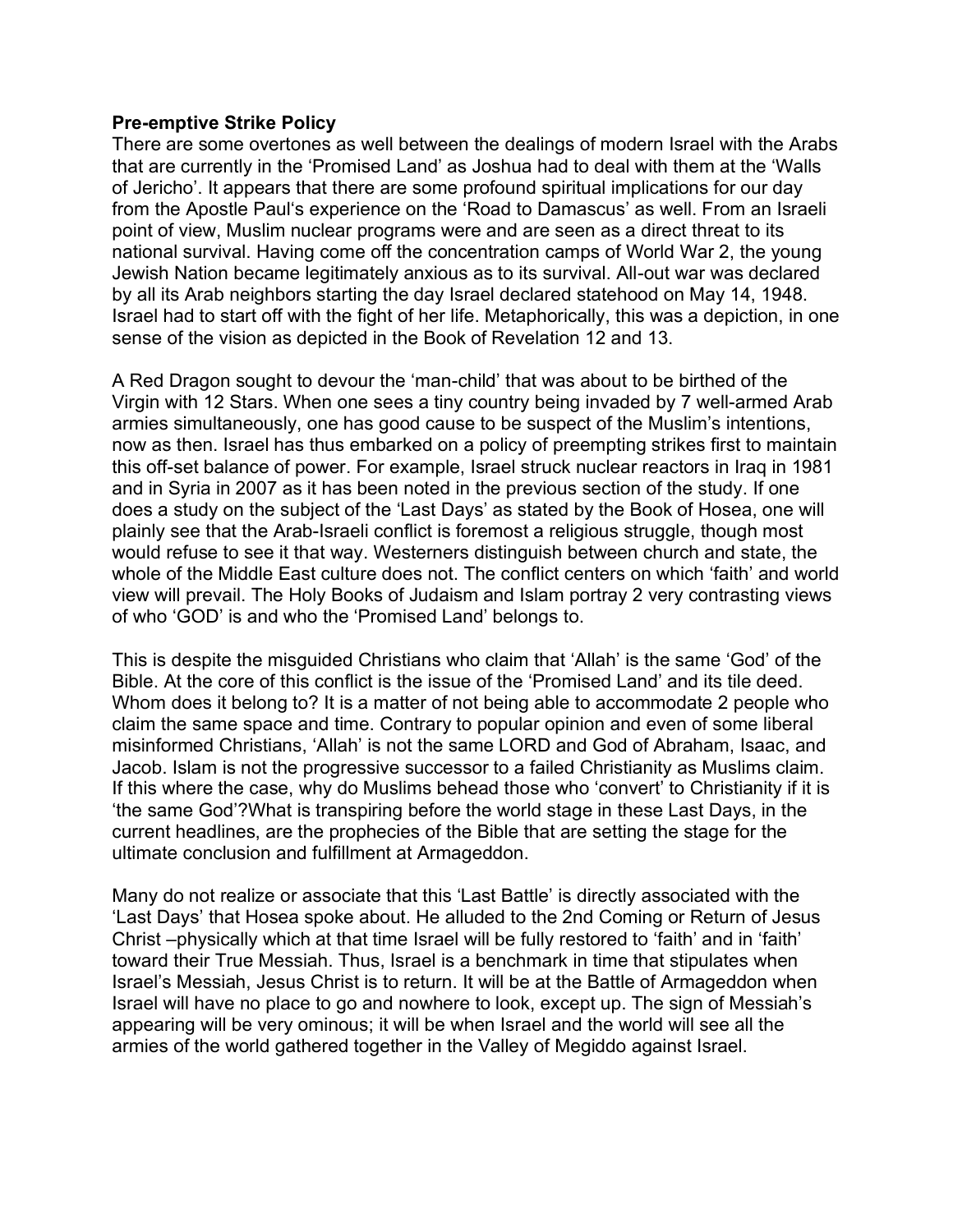**Pre-emptive Strike Policy**

There are some overtones as well between the dealings of modern Israel with the Arabs that are currently in the 'Promised Land' as Joshua had to deal with them at the 'Walls of Jericho'. It appears that there are some profound spiritual implications for our day from the Apostle Paul's experience on the 'Road to Damascus' as well. From an Israeli point of view, Muslim nuclear programs were and are seen as a direct threat to its national survival. Having come off the concentration camps of World War 2, the young Jewish Nation became legitimately anxious as to its survival. All-out war was declared by all its Arab neighbors starting the day Israel declared statehood on May 14, 1948. Israel had to start off with the fight of her life. Metaphorically, this was a depiction, in one sense of the vision as depicted in the Book of Revelation 12 and 13.

A Red Dragon sought to devour the 'man-child' that was about to be birthed of the Virgin with 12 Stars. When one sees a tiny country being invaded by 7 well-armed Arab armies simultaneously, one has good cause to be suspect of the Muslim's intentions, now as then. Israel has thus embarked on a policy of preempting strikes first to maintain this off-set balance of power. For example, Israel struck nuclear reactors in Iraq in 1981 and in Syria in 2007 as it has been noted in the previous section of the study. If one does a study on the subject of the 'Last Days' as stated by the Book of Hosea, one will plainly see that the Arab-Israeli conflict is foremost a religious struggle, though most would refuse to see it that way. Westerners distinguish between church and state, the whole of the Middle East culture does not. The conflict centers on which 'faith' and world view will prevail. The Holy Books of Judaism and Islam portray 2 very contrasting views of who 'GOD' is and who the 'Promised Land' belongs to.

This is despite the misguided Christians who claim that 'Allah' is the same 'God' of the Bible. At the core of this conflict is the issue of the 'Promised Land' and its tile deed. Whom does it belong to? It is a matter of not being able to accommodate 2 people who claim the same space and time. Contrary to popular opinion and even of some liberal misinformed Christians, 'Allah' is not the same LORD and God of Abraham, Isaac, and Jacob. Islam is not the progressive successor to a failed Christianity as Muslims claim. If this where the case, why do Muslims behead those who 'convert' to Christianity if it is 'the same God'?What is transpiring before the world stage in these Last Days, in the current headlines, are the prophecies of the Bible that are setting the stage for the ultimate conclusion and fulfillment at Armageddon.

Many do not realize or associate that this 'Last Battle' is directly associated with the 'Last Days' that Hosea spoke about. He alluded to the 2nd Coming or Return of Jesus Christ –physically which at that time Israel will be fully restored to 'faith' and in 'faith' toward their True Messiah. Thus, Israel is a benchmark in time that stipulates when Israel's Messiah, Jesus Christ is to return. It will be at the Battle of Armageddon when Israel will have no place to go and nowhere to look, except up. The sign of Messiah's appearing will be very ominous; it will be when Israel and the world will see all the armies of the world gathered together in the Valley of Megiddo against Israel.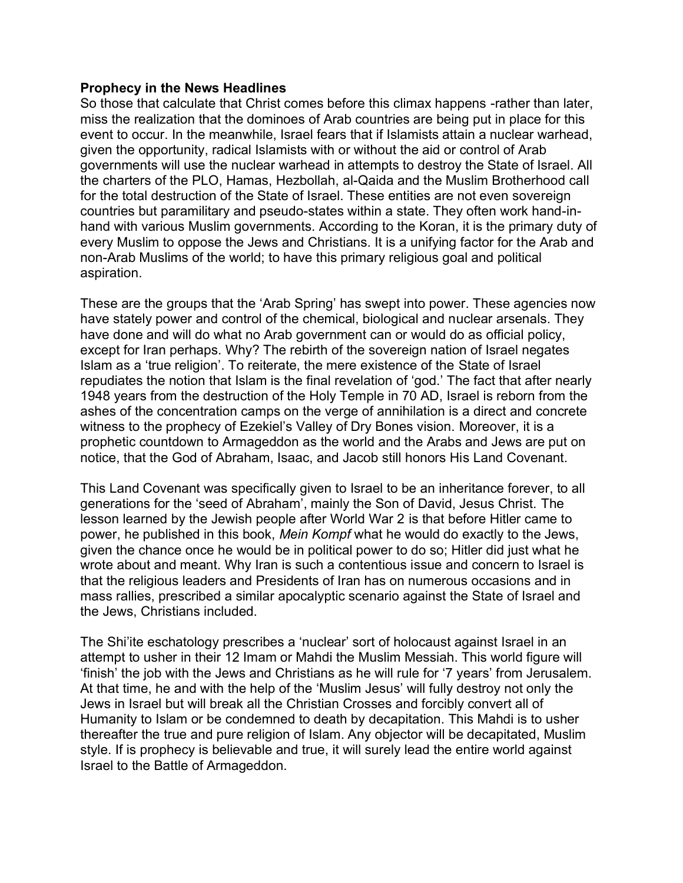**Prophecy in the News Headlines**

So those that calculate that Christ comes before this climax happens -rather than later, miss the realization that the dominoes of Arab countries are being put in place for this event to occur. In the meanwhile, Israel fears that if Islamists attain a nuclear warhead, given the opportunity, radical Islamists with or without the aid or control of Arab governments will use the nuclear warhead in attempts to destroy the State of Israel. All the charters of the PLO, Hamas, Hezbollah, al-Qaida and the Muslim Brotherhood call for the total destruction of the State of Israel. These entities are not even sovereign countries but paramilitary and pseudo-states within a state. They often work hand-in-hand with various Muslim governments. According to the Koran, it is the primary duty of every Muslim to oppose the Jews and Christians. It is a unifying factor for the Arab and non-Arab Muslims of the world; to have this primary religious goal and political aspiration.

These are the groups that the 'Arab Spring' has swept into power. These agencies now have stately power and control of the chemical, biological and nuclear arsenals. They have done and will do what no Arab government can or would do as official policy, except for Iran perhaps. Why? The rebirth of the sovereign nation of Israel negates Islam as a 'true religion'. To reiterate, the mere existence of the State of Israel repudiates the notion that Islam is the final revelation of 'god.' The fact that after nearly 1948 years from the destruction of the Holy Temple in 70 AD, Israel is reborn from the ashes of the concentration camps on the verge of annihilation is a direct and concrete witness to the prophecy of Ezekiel's Valley of Dry Bones vision. Moreover, it is a prophetic countdown to Armageddon as the world and the Arabs and Jews are put on notice, that the God of Abraham, Isaac, and Jacob still honors His Land Covenant.

This Land Covenant was specifically given to Israel to be an inheritance forever, to all generations for the 'seed of Abraham', mainly the Son of David, Jesus Christ. The lesson learned by the Jewish people after World War 2 is that before Hitler came to power, he published in this book, *Mein Kompf* what he would do exactly to the Jews, given the chance once he would be in political power to do so; Hitler did just what he wrote about and meant. Why Iran is such a contentious issue and concern to Israel is that the religious leaders and Presidents of Iran has on numerous occasions and in mass rallies, prescribed a similar apocalyptic scenario against the State of Israel and the Jews, Christians included.

The Shi'ite eschatology prescribes a 'nuclear' sort of holocaust against Israel in an attempt to usher in their 12 Imam or Mahdi the Muslim Messiah. This world figure will 'finish' the job with the Jews and Christians as he will rule for '7 years' from Jerusalem. At that time, he and with the help of the 'Muslim Jesus' will fully destroy not only the Jews in Israel but will break all the Christian Crosses and forcibly convert all of Humanity to Islam or be condemned to death by decapitation. This Mahdi is to usher thereafter the true and pure religion of Islam. Any objector will be decapitated, Muslim style. If is prophecy is believable and true, it will surely lead the entire world against Israel to the Battle of Armageddon.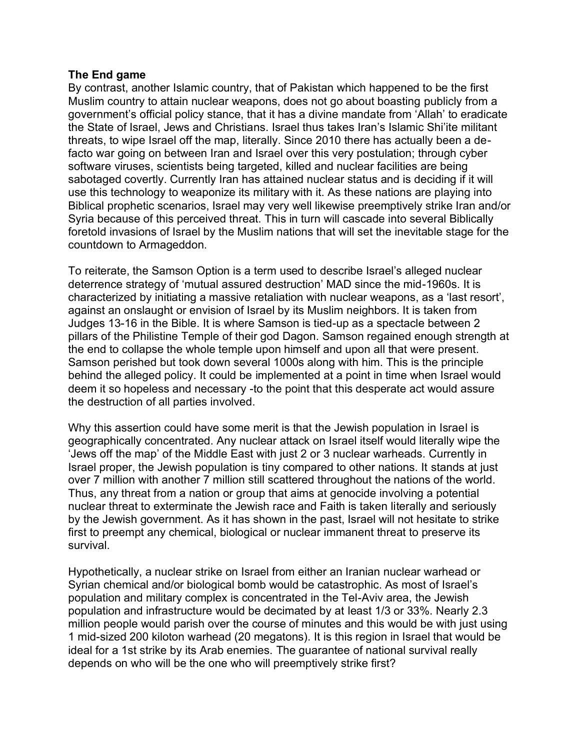**The End game**

By contrast, another Islamic country, that of Pakistan which happened to be the first Muslim country to attain nuclear weapons, does not go about boasting publicly from a government's official policy stance, that it has a divine mandate from 'Allah' to eradicate the State of Israel, Jews and Christians. Israel thus takes Iran's Islamic Shi'ite militant threats, to wipe Israel off the map, literally. Since 2010 there has actually been a de-facto war going on between Iran and Israel over this very postulation; through cyber software viruses, scientists being targeted, killed and nuclear facilities are being sabotaged covertly. Currently Iran has attained nuclear status and is deciding if it will use this technology to weaponize its military with it. As these nations are playing into Biblical prophetic scenarios, Israel may very well likewise preemptively strike Iran and/or Syria because of this perceived threat. This in turn will cascade into several Biblically foretold invasions of Israel by the Muslim nations that will set the inevitable stage for the countdown to Armageddon.

To reiterate, the Samson Option is a term used to describe Israel's alleged nuclear deterrence strategy of 'mutual assured destruction' MAD since the mid-1960s. It is characterized by initiating a massive retaliation with nuclear weapons, as a 'last resort', against an onslaught or envision of Israel by its Muslim neighbors. It is taken from Judges 13-16 in the Bible. It is where Samson is tied-up as a spectacle between 2 pillars of the Philistine Temple of their god Dagon. Samson regained enough strength at the end to collapse the whole temple upon himself and upon all that were present. Samson perished but took down several 1000s along with him. This is the principle behind the alleged policy. It could be implemented at a point in time when Israel would deem it so hopeless and necessary -to the point that this desperate act would assure the destruction of all parties involved.

Why this assertion could have some merit is that the Jewish population in Israel is geographically concentrated. Any nuclear attack on Israel itself would literally wipe the 'Jews off the map' of the Middle East with just 2 or 3 nuclear warheads. Currently in Israel proper, the Jewish population is tiny compared to other nations. It stands at just over 7 million with another 7 million still scattered throughout the nations of the world. Thus, any threat from a nation or group that aims at genocide involving a potential nuclear threat to exterminate the Jewish race and Faith is taken literally and seriously by the Jewish government. As it has shown in the past, Israel will not hesitate to strike first to preempt any chemical, biological or nuclear immanent threat to preserve its survival.

Hypothetically, a nuclear strike on Israel from either an Iranian nuclear warhead or Syrian chemical and/or biological bomb would be catastrophic. As most of Israel's population and military complex is concentrated in the Tel-Aviv area, the Jewish population and infrastructure would be decimated by at least 1/3 or 33%. Nearly 2.3 million people would parish over the course of minutes and this would be with just using 1 mid-sized 200 kiloton warhead (20 megatons). It is this region in Israel that would be ideal for a 1st strike by its Arab enemies. The guarantee of national survival really depends on who will be the one who will preemptively strike first?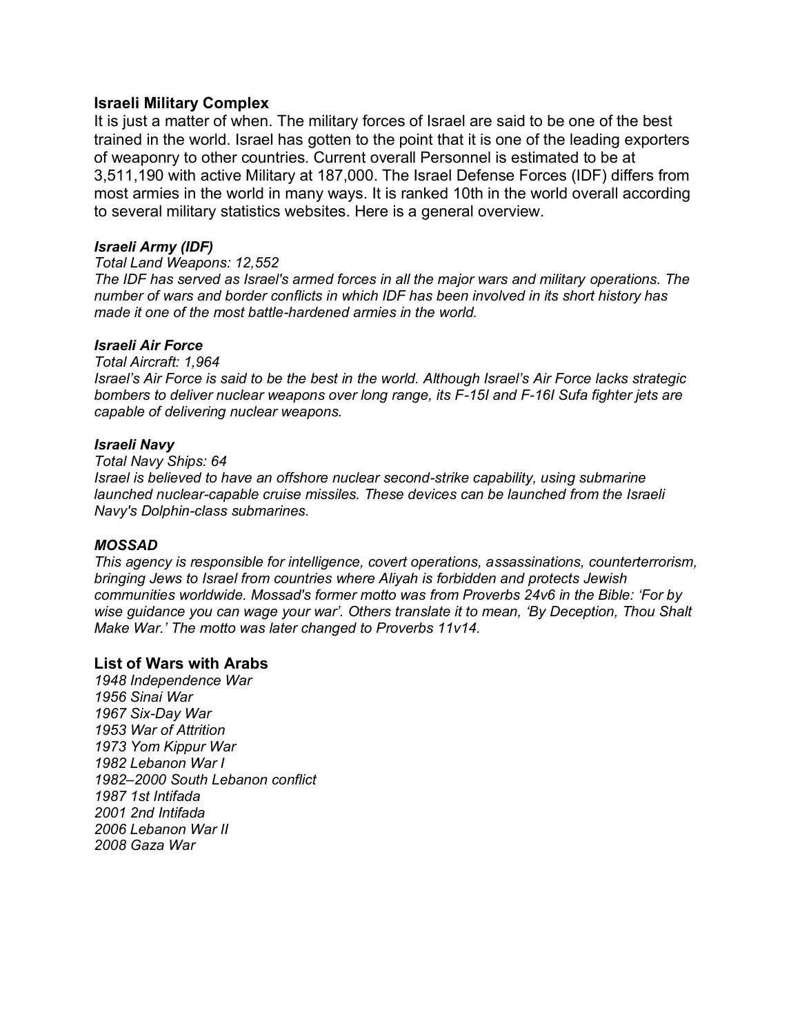## Israeli Military Complex

It is just a matter of when. The military forces of Israel are said to be one of the best trained in the world. Israel has gotten to the point that it is one of the leading exporters of weaponry to other countries. Current overall Personnel is estimated to be at 3,511,190 with active Military at 187,000. The Israel Defense Forces (IDF) differs from most armies in the world in many ways. It is ranked 10th in the world overall according to several military statistics websites. Here is a general overview.

### *Israeli Army (IDF)*

*Total Land Weapons: 12,552*
*The IDF has served as Israel's armed forces in all the major wars and military operations. The number of wars and border conflicts in which IDF has been involved in its short history has made it one of the most battle-hardened armies in the world.*

### *Israeli Air Force*

*Total Aircraft: 1,964*
*Israel's Air Force is said to be the best in the world. Although Israel's Air Force lacks strategic bombers to deliver nuclear weapons over long range, its F-15I and F-16I Sufa fighter jets are capable of delivering nuclear weapons.*

### *Israeli Navy*

*Total Navy Ships: 64*
*Israel is believed to have an offshore nuclear second-strike capability, using submarine launched nuclear-capable cruise missiles. These devices can be launched from the Israeli Navy's Dolphin-class submarines.*

### *MOSSAD*

*This agency is responsible for intelligence, covert operations, assassinations, counterterrorism, bringing Jews to Israel from countries where Aliyah is forbidden and protects Jewish communities worldwide. Mossad's former motto was from Proverbs 24v6 in the Bible: 'For by wise guidance you can wage your war'. Others translate it to mean, 'By Deception, Thou Shalt Make War.' The motto was later changed to Proverbs 11v14.*

## List of Wars with Arabs

*1948 Independence War*
*1956 Sinai War*
*1967 Six-Day War*
*1953 War of Attrition*
*1973 Yom Kippur War*
*1982 Lebanon War I*
*1982–2000 South Lebanon conflict*
*1987 1st Intifada*
*2001 2nd Intifada*
*2006 Lebanon War II*
*2008 Gaza War*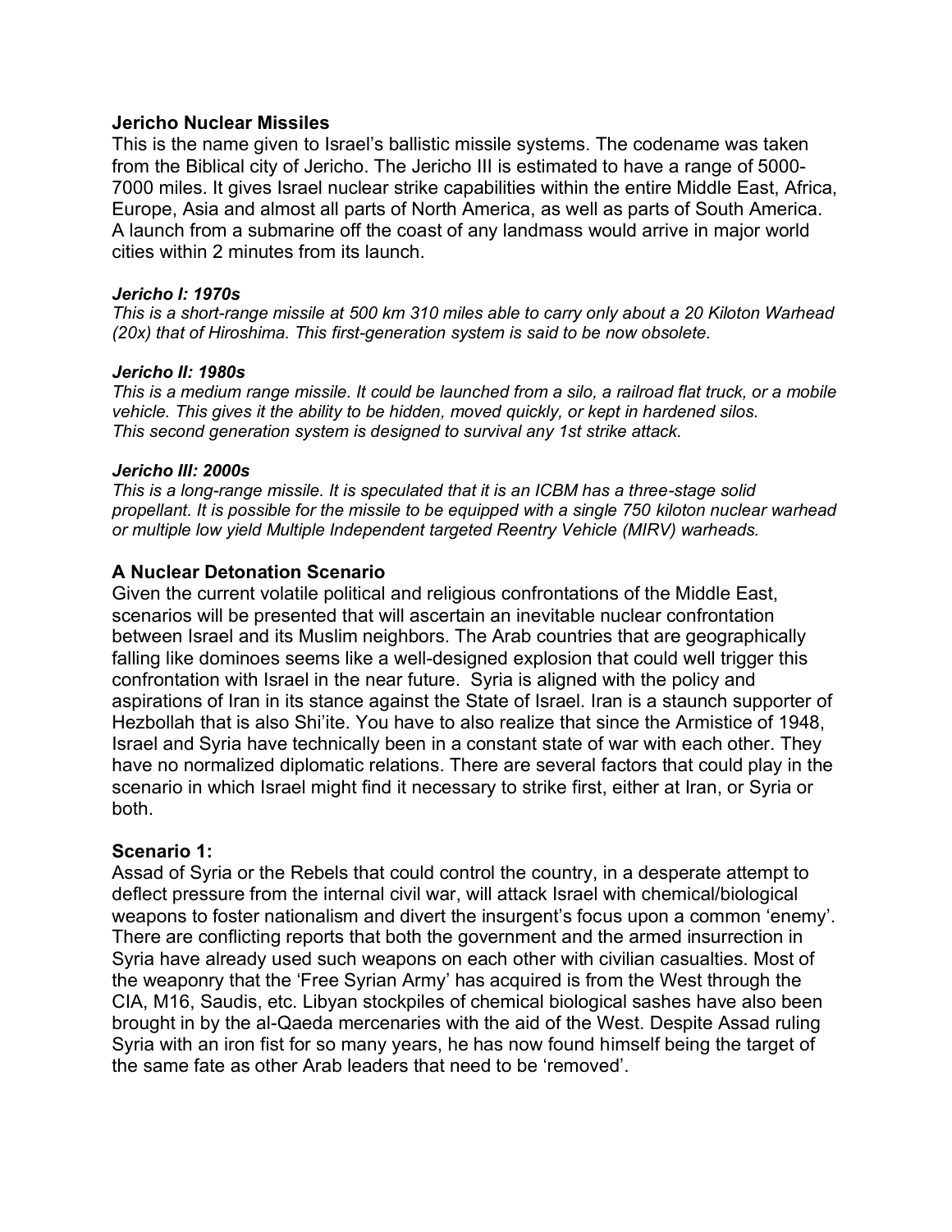### Jericho Nuclear Missiles

This is the name given to Israel's ballistic missile systems. The codename was taken from the Biblical city of Jericho. The Jericho III is estimated to have a range of 5000-7000 miles. It gives Israel nuclear strike capabilities within the entire Middle East, Africa, Europe, Asia and almost all parts of North America, as well as parts of South America. A launch from a submarine off the coast of any landmass would arrive in major world cities within 2 minutes from its launch.

***Jericho I: 1970s***

*This is a short-range missile at 500 km 310 miles able to carry only about a 20 Kiloton Warhead (20x) that of Hiroshima. This first-generation system is said to be now obsolete.*

***Jericho II: 1980s***

*This is a medium range missile. It could be launched from a silo, a railroad flat truck, or a mobile vehicle. This gives it the ability to be hidden, moved quickly, or kept in hardened silos. This second generation system is designed to survival any 1st strike attack.*

***Jericho III: 2000s***

*This is a long-range missile. It is speculated that it is an ICBM has a three-stage solid propellant. It is possible for the missile to be equipped with a single 750 kiloton nuclear warhead or multiple low yield Multiple Independent targeted Reentry Vehicle (MIRV) warheads.*

## A Nuclear Detonation Scenario

Given the current volatile political and religious confrontations of the Middle East, scenarios will be presented that will ascertain an inevitable nuclear confrontation between Israel and its Muslim neighbors. The Arab countries that are geographically falling like dominoes seems like a well-designed explosion that could well trigger this confrontation with Israel in the near future. Syria is aligned with the policy and aspirations of Iran in its stance against the State of Israel. Iran is a staunch supporter of Hezbollah that is also Shi'ite. You have to also realize that since the Armistice of 1948, Israel and Syria have technically been in a constant state of war with each other. They have no normalized diplomatic relations. There are several factors that could play in the scenario in which Israel might find it necessary to strike first, either at Iran, or Syria or both.

## Scenario 1:

Assad of Syria or the Rebels that could control the country, in a desperate attempt to deflect pressure from the internal civil war, will attack Israel with chemical/biological weapons to foster nationalism and divert the insurgent's focus upon a common 'enemy'. There are conflicting reports that both the government and the armed insurrection in Syria have already used such weapons on each other with civilian casualties. Most of the weaponry that the 'Free Syrian Army' has acquired is from the West through the CIA, M16, Saudis, etc. Libyan stockpiles of chemical biological sashes have also been brought in by the al-Qaeda mercenaries with the aid of the West. Despite Assad ruling Syria with an iron fist for so many years, he has now found himself being the target of the same fate as other Arab leaders that need to be 'removed'.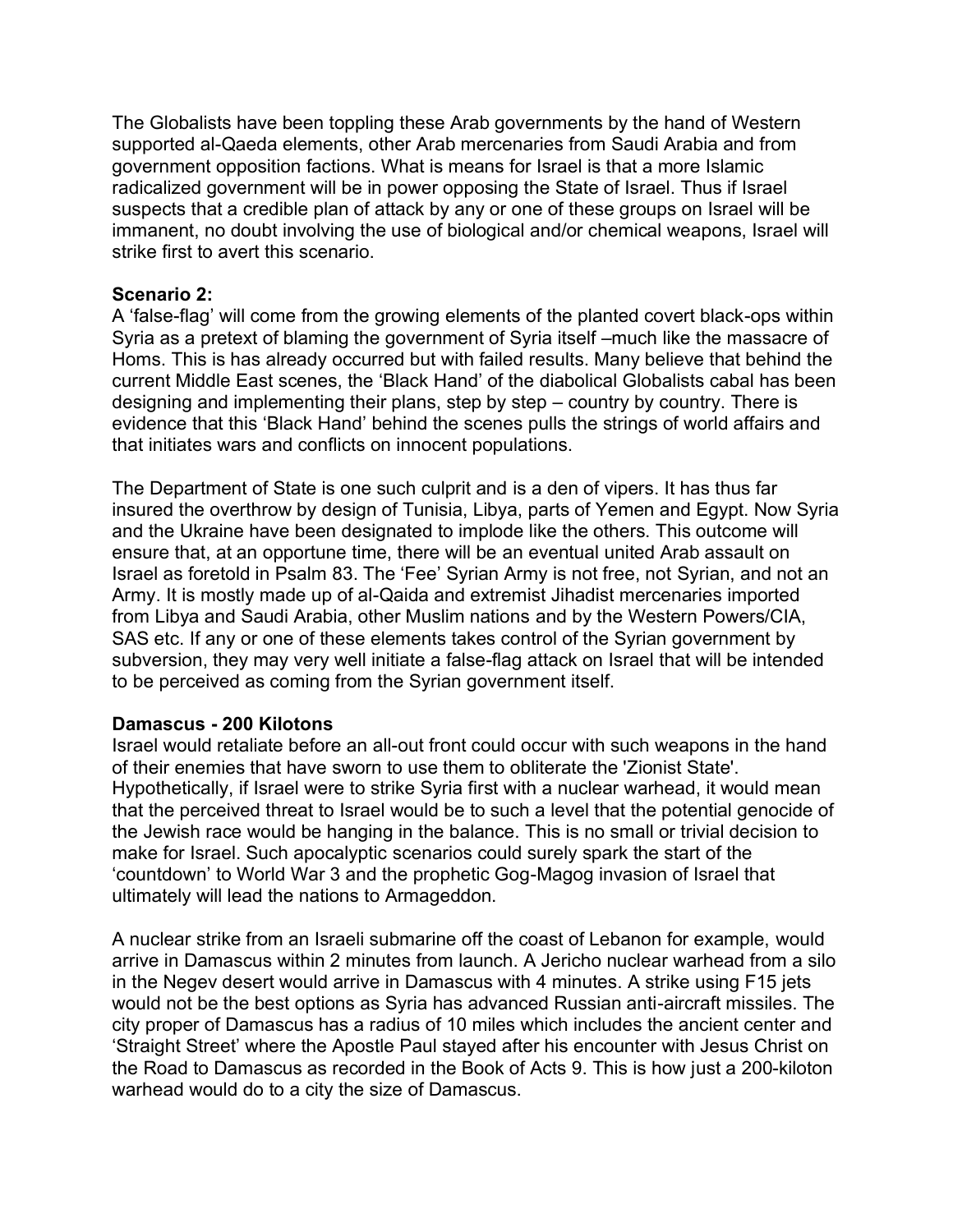The Globalists have been toppling these Arab governments by the hand of Western supported al-Qaeda elements, other Arab mercenaries from Saudi Arabia and from government opposition factions. What is means for Israel is that a more Islamic radicalized government will be in power opposing the State of Israel. Thus if Israel suspects that a credible plan of attack by any or one of these groups on Israel will be immanent, no doubt involving the use of biological and/or chemical weapons, Israel will strike first to avert this scenario.

**Scenario 2:**
A 'false-flag' will come from the growing elements of the planted covert black-ops within Syria as a pretext of blaming the government of Syria itself –much like the massacre of Homs. This is has already occurred but with failed results. Many believe that behind the current Middle East scenes, the 'Black Hand' of the diabolical Globalists cabal has been designing and implementing their plans, step by step – country by country. There is evidence that this 'Black Hand' behind the scenes pulls the strings of world affairs and that initiates wars and conflicts on innocent populations.

The Department of State is one such culprit and is a den of vipers. It has thus far insured the overthrow by design of Tunisia, Libya, parts of Yemen and Egypt. Now Syria and the Ukraine have been designated to implode like the others. This outcome will ensure that, at an opportune time, there will be an eventual united Arab assault on Israel as foretold in Psalm 83. The 'Fee' Syrian Army is not free, not Syrian, and not an Army. It is mostly made up of al-Qaida and extremist Jihadist mercenaries imported from Libya and Saudi Arabia, other Muslim nations and by the Western Powers/CIA, SAS etc. If any or one of these elements takes control of the Syrian government by subversion, they may very well initiate a false-flag attack on Israel that will be intended to be perceived as coming from the Syrian government itself.

**Damascus - 200 Kilotons**
Israel would retaliate before an all-out front could occur with such weapons in the hand of their enemies that have sworn to use them to obliterate the 'Zionist State'. Hypothetically, if Israel were to strike Syria first with a nuclear warhead, it would mean that the perceived threat to Israel would be to such a level that the potential genocide of the Jewish race would be hanging in the balance. This is no small or trivial decision to make for Israel. Such apocalyptic scenarios could surely spark the start of the 'countdown' to World War 3 and the prophetic Gog-Magog invasion of Israel that ultimately will lead the nations to Armageddon.

A nuclear strike from an Israeli submarine off the coast of Lebanon for example, would arrive in Damascus within 2 minutes from launch. A Jericho nuclear warhead from a silo in the Negev desert would arrive in Damascus with 4 minutes. A strike using F15 jets would not be the best options as Syria has advanced Russian anti-aircraft missiles. The city proper of Damascus has a radius of 10 miles which includes the ancient center and 'Straight Street' where the Apostle Paul stayed after his encounter with Jesus Christ on the Road to Damascus as recorded in the Book of Acts 9. This is how just a 200-kiloton warhead would do to a city the size of Damascus.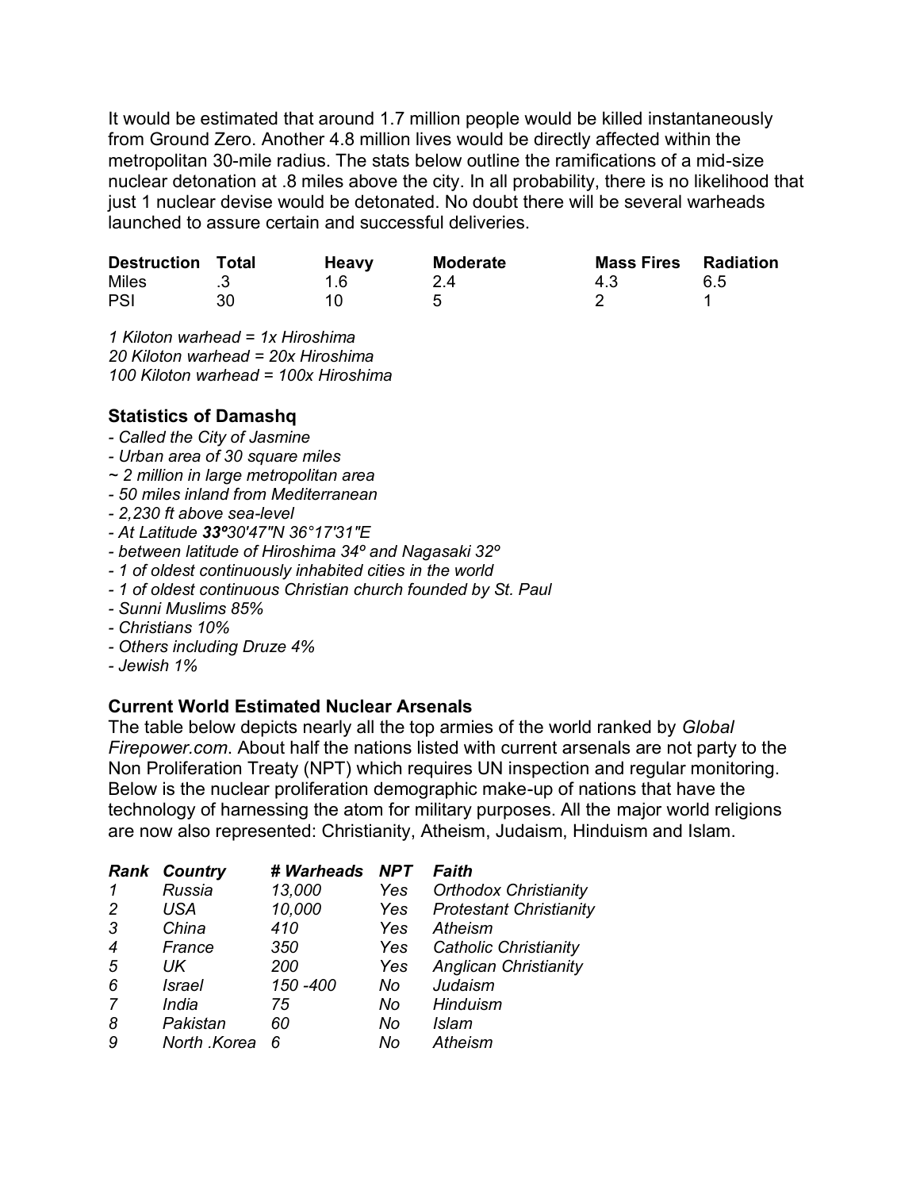It would be estimated that around 1.7 million people would be killed instantaneously from Ground Zero. Another 4.8 million lives would be directly affected within the metropolitan 30-mile radius. The stats below outline the ramifications of a mid-size nuclear detonation at .8 miles above the city. In all probability, there is no likelihood that just 1 nuclear devise would be detonated. No doubt there will be several warheads launched to assure certain and successful deliveries.

| **Destruction** | **Total** | **Heavy** | **Moderate** | **Mass Fires** | **Radiation** |
|---|---|---|---|---|---|
| Miles | .3 | 1.6 | 2.4 | 4.3 | 6.5 |
| PSI | 30 | 10 | 5 | 2 | 1 |

*1 Kiloton warhead = 1x Hiroshima*
*20 Kiloton warhead = 20x Hiroshima*
*100 Kiloton warhead = 100x Hiroshima*

### Statistics of Damashq

- *Called the City of Jasmine*
- *Urban area of 30 square miles*

*~ 2 million in large metropolitan area*

- *50 miles inland from Mediterranean*
- *2,230 ft above sea-level*
- *At Latitude **33º**30'47"N 36°17'31"E*
- *between latitude of Hiroshima 34º and Nagasaki 32º*
- *1 of oldest continuously inhabited cities in the world*
- *1 of oldest continuous Christian church founded by St. Paul*
- *Sunni Muslims 85%*
- *Christians 10%*
- *Others including Druze 4%*
- *Jewish 1%*

### Current World Estimated Nuclear Arsenals

The table below depicts nearly all the top armies of the world ranked by *Global Firepower.com*. About half the nations listed with current arsenals are not party to the Non Proliferation Treaty (NPT) which requires UN inspection and regular monitoring. Below is the nuclear proliferation demographic make-up of nations that have the technology of harnessing the atom for military purposes. All the major world religions are now also represented: Christianity, Atheism, Judaism, Hinduism and Islam.

| ***Rank*** | ***Country*** | ***# Warheads*** | ***NPT*** | ***Faith*** |
|---|---|---|---|---|
| *1* | *Russia* | *13,000* | *Yes* | *Orthodox Christianity* |
| *2* | *USA* | *10,000* | *Yes* | *Protestant Christianity* |
| *3* | *China* | *410* | *Yes* | *Atheism* |
| *4* | *France* | *350* | *Yes* | *Catholic Christianity* |
| *5* | *UK* | *200* | *Yes* | *Anglican Christianity* |
| *6* | *Israel* | *150 -400* | *No* | *Judaism* |
| *7* | *India* | *75* | *No* | *Hinduism* |
| *8* | *Pakistan* | *60* | *No* | *Islam* |
| *9* | *North .Korea* | *6* | *No* | *Atheism* |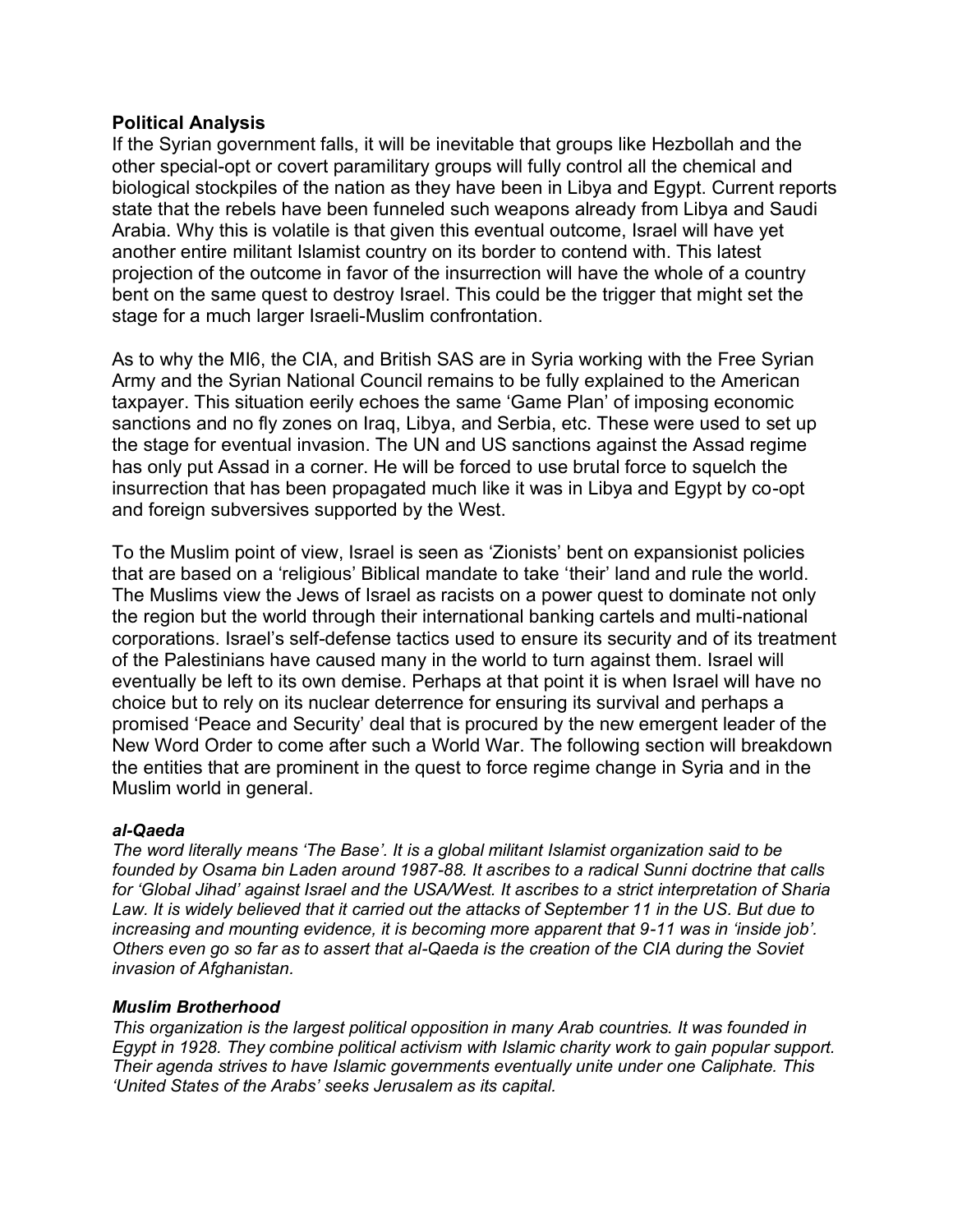**Political Analysis**

If the Syrian government falls, it will be inevitable that groups like Hezbollah and the other special-opt or covert paramilitary groups will fully control all the chemical and biological stockpiles of the nation as they have been in Libya and Egypt. Current reports state that the rebels have been funneled such weapons already from Libya and Saudi Arabia. Why this is volatile is that given this eventual outcome, Israel will have yet another entire militant Islamist country on its border to contend with. This latest projection of the outcome in favor of the insurrection will have the whole of a country bent on the same quest to destroy Israel. This could be the trigger that might set the stage for a much larger Israeli-Muslim confrontation.

As to why the MI6, the CIA, and British SAS are in Syria working with the Free Syrian Army and the Syrian National Council remains to be fully explained to the American taxpayer. This situation eerily echoes the same 'Game Plan' of imposing economic sanctions and no fly zones on Iraq, Libya, and Serbia, etc. These were used to set up the stage for eventual invasion. The UN and US sanctions against the Assad regime has only put Assad in a corner. He will be forced to use brutal force to squelch the insurrection that has been propagated much like it was in Libya and Egypt by co-opt and foreign subversives supported by the West.

To the Muslim point of view, Israel is seen as 'Zionists' bent on expansionist policies that are based on a 'religious' Biblical mandate to take 'their' land and rule the world. The Muslims view the Jews of Israel as racists on a power quest to dominate not only the region but the world through their international banking cartels and multi-national corporations. Israel's self-defense tactics used to ensure its security and of its treatment of the Palestinians have caused many in the world to turn against them. Israel will eventually be left to its own demise. Perhaps at that point it is when Israel will have no choice but to rely on its nuclear deterrence for ensuring its survival and perhaps a promised 'Peace and Security' deal that is procured by the new emergent leader of the New Word Order to come after such a World War. The following section will breakdown the entities that are prominent in the quest to force regime change in Syria and in the Muslim world in general.

***al-Qaeda***

*The word literally means 'The Base'. It is a global militant Islamist organization said to be founded by Osama bin Laden around 1987-88. It ascribes to a radical Sunni doctrine that calls for 'Global Jihad' against Israel and the USA/West. It ascribes to a strict interpretation of Sharia Law. It is widely believed that it carried out the attacks of September 11 in the US. But due to increasing and mounting evidence, it is becoming more apparent that 9-11 was in 'inside job'. Others even go so far as to assert that al-Qaeda is the creation of the CIA during the Soviet invasion of Afghanistan.*

***Muslim Brotherhood***

*This organization is the largest political opposition in many Arab countries. It was founded in Egypt in 1928. They combine political activism with Islamic charity work to gain popular support. Their agenda strives to have Islamic governments eventually unite under one Caliphate. This 'United States of the Arabs' seeks Jerusalem as its capital.*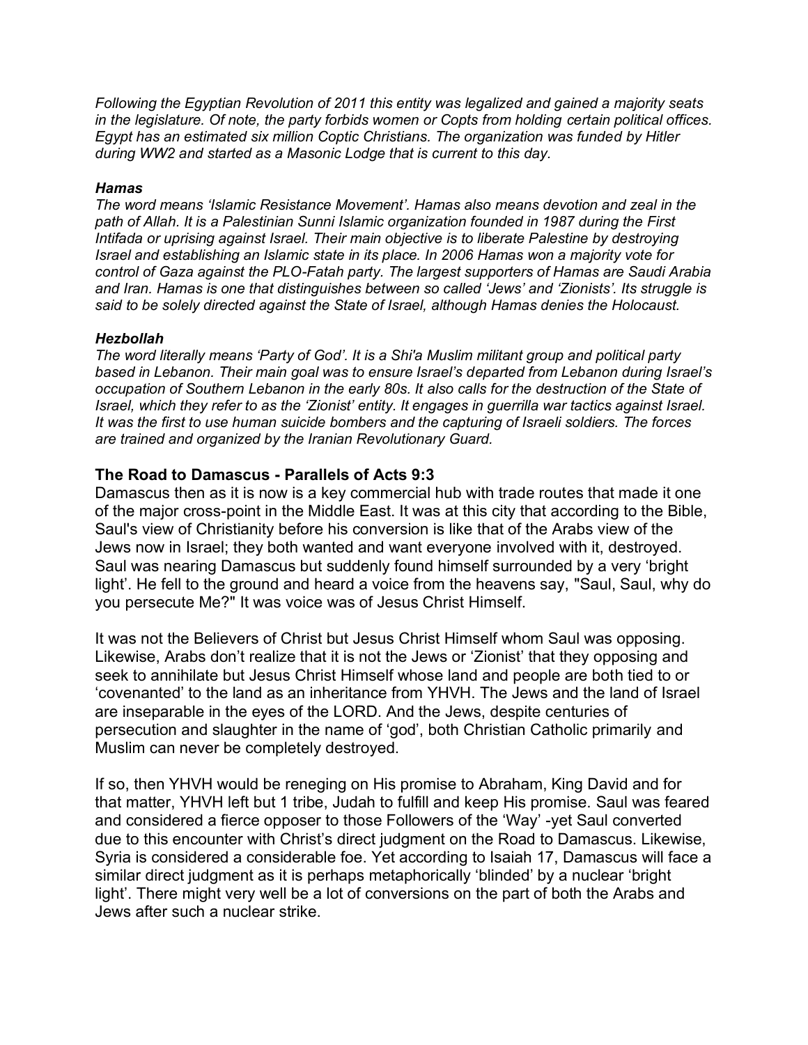*Following the Egyptian Revolution of 2011 this entity was legalized and gained a majority seats in the legislature. Of note, the party forbids women or Copts from holding certain political offices. Egypt has an estimated six million Coptic Christians. The organization was funded by Hitler during WW2 and started as a Masonic Lodge that is current to this day.*

***Hamas***
*The word means 'Islamic Resistance Movement'. Hamas also means devotion and zeal in the path of Allah. It is a Palestinian Sunni Islamic organization founded in 1987 during the First Intifada or uprising against Israel. Their main objective is to liberate Palestine by destroying Israel and establishing an Islamic state in its place. In 2006 Hamas won a majority vote for control of Gaza against the PLO-Fatah party. The largest supporters of Hamas are Saudi Arabia and Iran. Hamas is one that distinguishes between so called 'Jews' and 'Zionists'. Its struggle is said to be solely directed against the State of Israel, although Hamas denies the Holocaust.*

***Hezbollah***
*The word literally means 'Party of God'. It is a Shi'a Muslim militant group and political party based in Lebanon. Their main goal was to ensure Israel's departed from Lebanon during Israel's occupation of Southern Lebanon in the early 80s. It also calls for the destruction of the State of Israel, which they refer to as the 'Zionist' entity. It engages in guerrilla war tactics against Israel. It was the first to use human suicide bombers and the capturing of Israeli soldiers. The forces are trained and organized by the Iranian Revolutionary Guard.*

## The Road to Damascus - Parallels of Acts 9:3

Damascus then as it is now is a key commercial hub with trade routes that made it one of the major cross-point in the Middle East. It was at this city that according to the Bible, Saul's view of Christianity before his conversion is like that of the Arabs view of the Jews now in Israel; they both wanted and want everyone involved with it, destroyed. Saul was nearing Damascus but suddenly found himself surrounded by a very 'bright light'. He fell to the ground and heard a voice from the heavens say, "Saul, Saul, why do you persecute Me?" It was voice was of Jesus Christ Himself.

It was not the Believers of Christ but Jesus Christ Himself whom Saul was opposing. Likewise, Arabs don't realize that it is not the Jews or 'Zionist' that they opposing and seek to annihilate but Jesus Christ Himself whose land and people are both tied to or 'covenanted' to the land as an inheritance from YHVH. The Jews and the land of Israel are inseparable in the eyes of the LORD. And the Jews, despite centuries of persecution and slaughter in the name of 'god', both Christian Catholic primarily and Muslim can never be completely destroyed.

If so, then YHVH would be reneging on His promise to Abraham, King David and for that matter, YHVH left but 1 tribe, Judah to fulfill and keep His promise. Saul was feared and considered a fierce opposer to those Followers of the 'Way' -yet Saul converted due to this encounter with Christ's direct judgment on the Road to Damascus. Likewise, Syria is considered a considerable foe. Yet according to Isaiah 17, Damascus will face a similar direct judgment as it is perhaps metaphorically 'blinded' by a nuclear 'bright light'. There might very well be a lot of conversions on the part of both the Arabs and Jews after such a nuclear strike.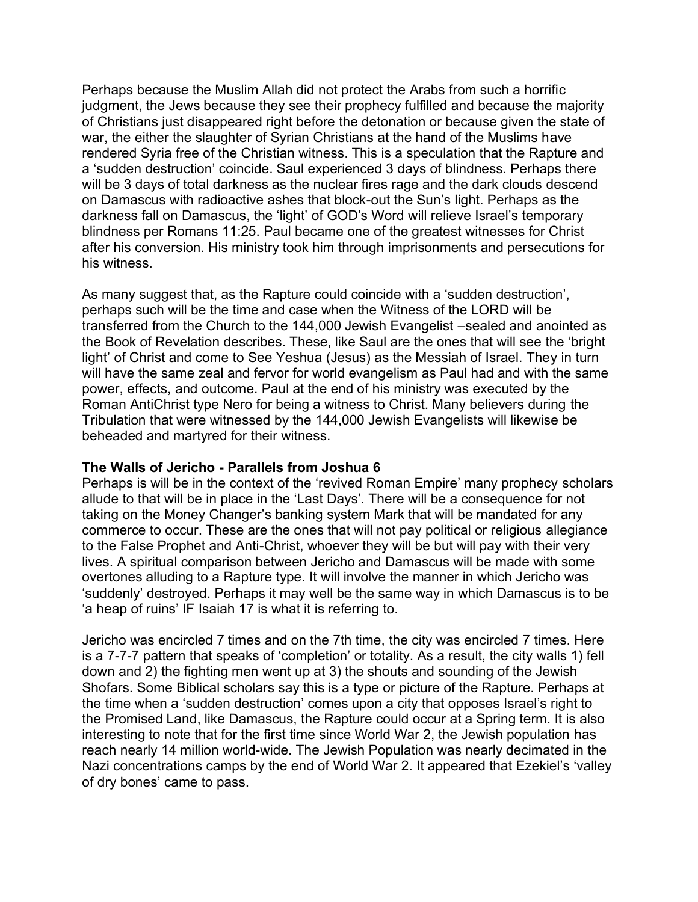Perhaps because the Muslim Allah did not protect the Arabs from such a horrific judgment, the Jews because they see their prophecy fulfilled and because the majority of Christians just disappeared right before the detonation or because given the state of war, the either the slaughter of Syrian Christians at the hand of the Muslims have rendered Syria free of the Christian witness. This is a speculation that the Rapture and a 'sudden destruction' coincide. Saul experienced 3 days of blindness. Perhaps there will be 3 days of total darkness as the nuclear fires rage and the dark clouds descend on Damascus with radioactive ashes that block-out the Sun's light. Perhaps as the darkness fall on Damascus, the 'light' of GOD's Word will relieve Israel's temporary blindness per Romans 11:25. Paul became one of the greatest witnesses for Christ after his conversion. His ministry took him through imprisonments and persecutions for his witness.

As many suggest that, as the Rapture could coincide with a 'sudden destruction', perhaps such will be the time and case when the Witness of the LORD will be transferred from the Church to the 144,000 Jewish Evangelist –sealed and anointed as the Book of Revelation describes. These, like Saul are the ones that will see the 'bright light' of Christ and come to See Yeshua (Jesus) as the Messiah of Israel. They in turn will have the same zeal and fervor for world evangelism as Paul had and with the same power, effects, and outcome. Paul at the end of his ministry was executed by the Roman AntiChrist type Nero for being a witness to Christ. Many believers during the Tribulation that were witnessed by the 144,000 Jewish Evangelists will likewise be beheaded and martyred for their witness.

**The Walls of Jericho - Parallels from Joshua 6**

Perhaps is will be in the context of the 'revived Roman Empire' many prophecy scholars allude to that will be in place in the 'Last Days'. There will be a consequence for not taking on the Money Changer's banking system Mark that will be mandated for any commerce to occur. These are the ones that will not pay political or religious allegiance to the False Prophet and Anti-Christ, whoever they will be but will pay with their very lives. A spiritual comparison between Jericho and Damascus will be made with some overtones alluding to a Rapture type. It will involve the manner in which Jericho was 'suddenly' destroyed. Perhaps it may well be the same way in which Damascus is to be 'a heap of ruins' IF Isaiah 17 is what it is referring to.

Jericho was encircled 7 times and on the 7th time, the city was encircled 7 times. Here is a 7-7-7 pattern that speaks of 'completion' or totality. As a result, the city walls 1) fell down and 2) the fighting men went up at 3) the shouts and sounding of the Jewish Shofars. Some Biblical scholars say this is a type or picture of the Rapture. Perhaps at the time when a 'sudden destruction' comes upon a city that opposes Israel's right to the Promised Land, like Damascus, the Rapture could occur at a Spring term. It is also interesting to note that for the first time since World War 2, the Jewish population has reach nearly 14 million world-wide. The Jewish Population was nearly decimated in the Nazi concentrations camps by the end of World War 2. It appeared that Ezekiel's 'valley of dry bones' came to pass.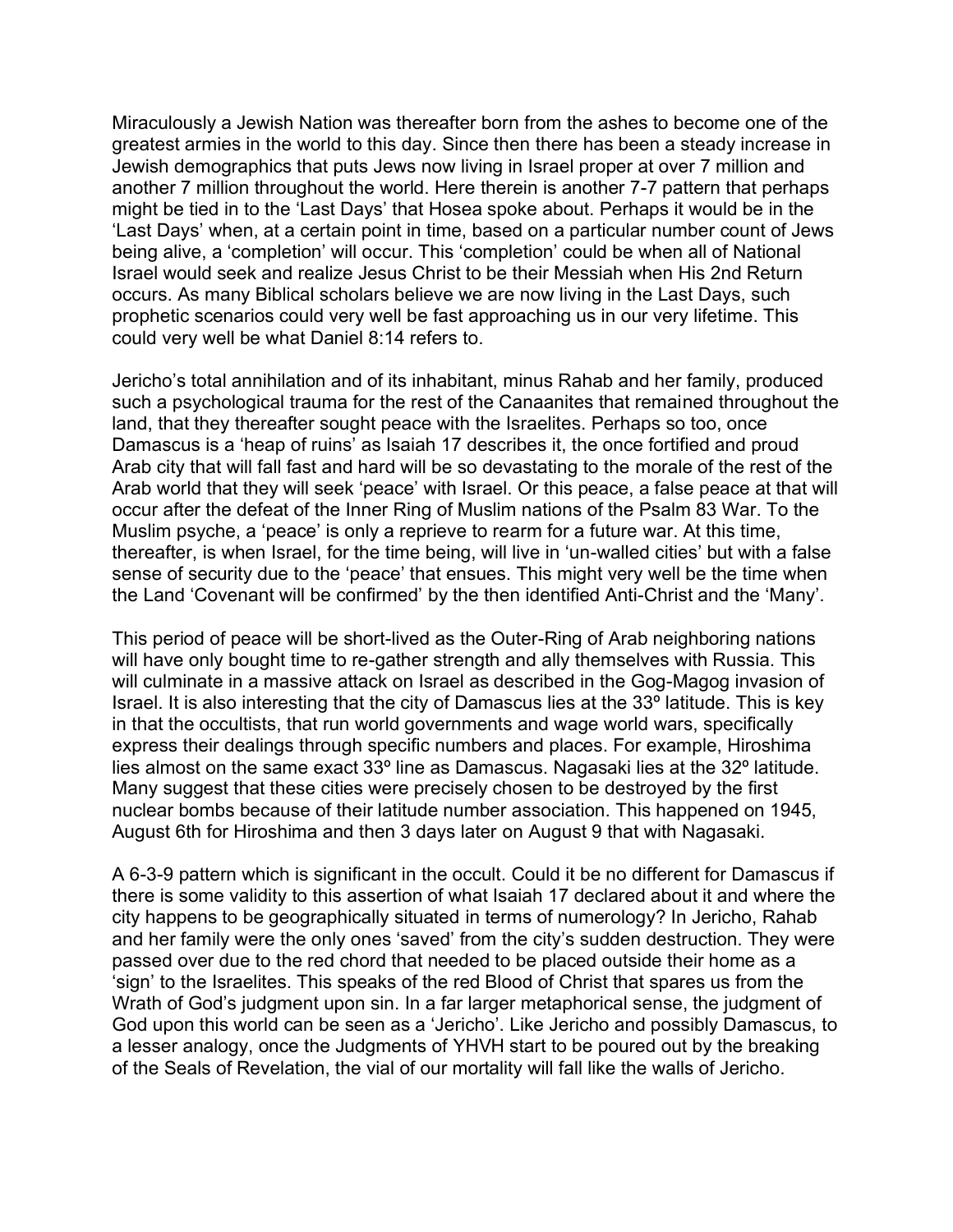Miraculously a Jewish Nation was thereafter born from the ashes to become one of the greatest armies in the world to this day. Since then there has been a steady increase in Jewish demographics that puts Jews now living in Israel proper at over 7 million and another 7 million throughout the world. Here therein is another 7-7 pattern that perhaps might be tied in to the 'Last Days' that Hosea spoke about. Perhaps it would be in the 'Last Days' when, at a certain point in time, based on a particular number count of Jews being alive, a 'completion' will occur. This 'completion' could be when all of National Israel would seek and realize Jesus Christ to be their Messiah when His 2nd Return occurs. As many Biblical scholars believe we are now living in the Last Days, such prophetic scenarios could very well be fast approaching us in our very lifetime. This could very well be what Daniel 8:14 refers to.

Jericho's total annihilation and of its inhabitant, minus Rahab and her family, produced such a psychological trauma for the rest of the Canaanites that remained throughout the land, that they thereafter sought peace with the Israelites. Perhaps so too, once Damascus is a 'heap of ruins' as Isaiah 17 describes it, the once fortified and proud Arab city that will fall fast and hard will be so devastating to the morale of the rest of the Arab world that they will seek 'peace' with Israel. Or this peace, a false peace at that will occur after the defeat of the Inner Ring of Muslim nations of the Psalm 83 War. To the Muslim psyche, a 'peace' is only a reprieve to rearm for a future war. At this time, thereafter, is when Israel, for the time being, will live in 'un-walled cities' but with a false sense of security due to the 'peace' that ensues. This might very well be the time when the Land 'Covenant will be confirmed' by the then identified Anti-Christ and the 'Many'.

This period of peace will be short-lived as the Outer-Ring of Arab neighboring nations will have only bought time to re-gather strength and ally themselves with Russia. This will culminate in a massive attack on Israel as described in the Gog-Magog invasion of Israel. It is also interesting that the city of Damascus lies at the 33º latitude. This is key in that the occultists, that run world governments and wage world wars, specifically express their dealings through specific numbers and places. For example, Hiroshima lies almost on the same exact 33º line as Damascus. Nagasaki lies at the 32º latitude. Many suggest that these cities were precisely chosen to be destroyed by the first nuclear bombs because of their latitude number association. This happened on 1945, August 6th for Hiroshima and then 3 days later on August 9 that with Nagasaki.

A 6-3-9 pattern which is significant in the occult. Could it be no different for Damascus if there is some validity to this assertion of what Isaiah 17 declared about it and where the city happens to be geographically situated in terms of numerology? In Jericho, Rahab and her family were the only ones 'saved' from the city's sudden destruction. They were passed over due to the red chord that needed to be placed outside their home as a 'sign' to the Israelites. This speaks of the red Blood of Christ that spares us from the Wrath of God's judgment upon sin. In a far larger metaphorical sense, the judgment of God upon this world can be seen as a 'Jericho'. Like Jericho and possibly Damascus, to a lesser analogy, once the Judgments of YHVH start to be poured out by the breaking of the Seals of Revelation, the vial of our mortality will fall like the walls of Jericho.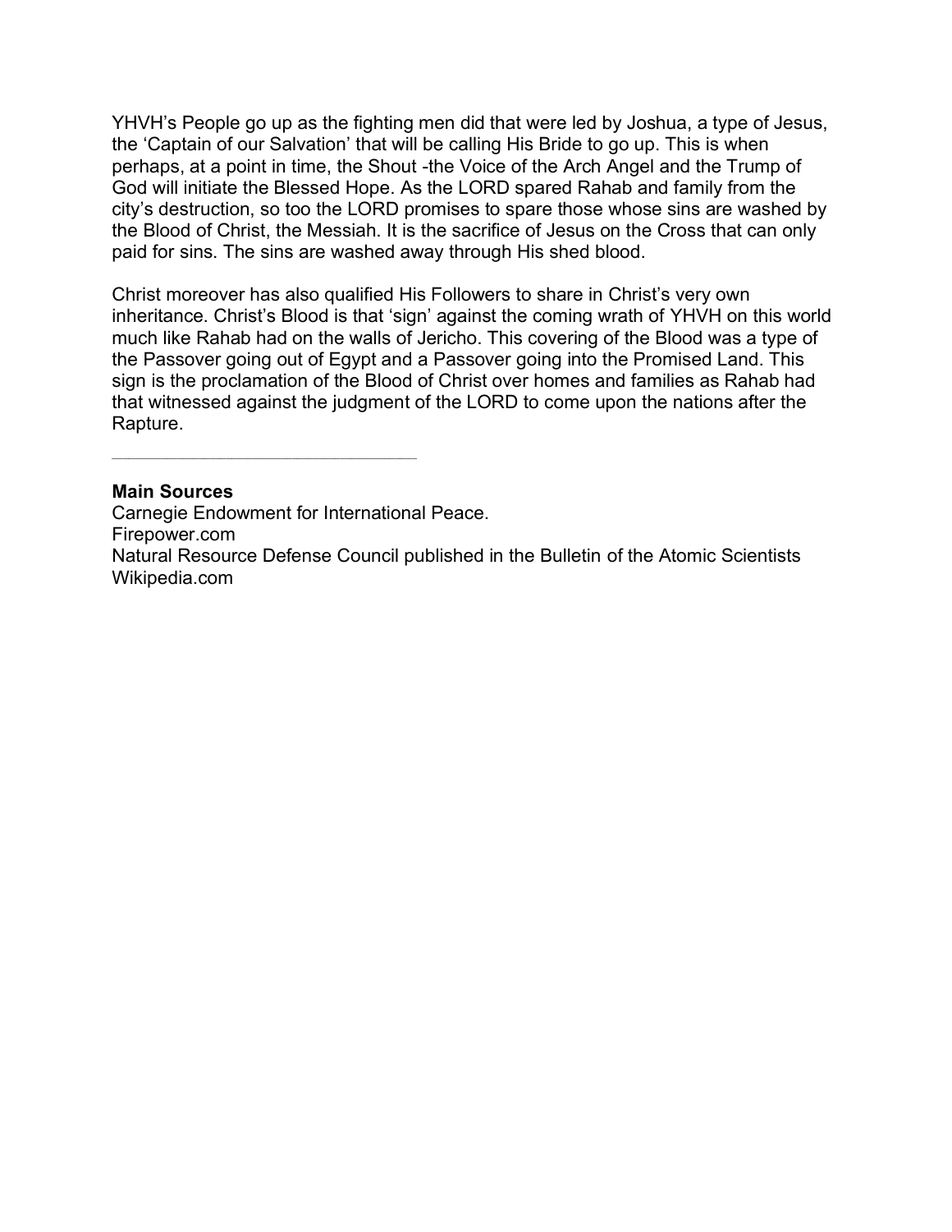YHVH's People go up as the fighting men did that were led by Joshua, a type of Jesus, the 'Captain of our Salvation' that will be calling His Bride to go up. This is when perhaps, at a point in time, the Shout -the Voice of the Arch Angel and the Trump of God will initiate the Blessed Hope. As the LORD spared Rahab and family from the city's destruction, so too the LORD promises to spare those whose sins are washed by the Blood of Christ, the Messiah. It is the sacrifice of Jesus on the Cross that can only paid for sins. The sins are washed away through His shed blood.

Christ moreover has also qualified His Followers to share in Christ's very own inheritance. Christ's Blood is that 'sign' against the coming wrath of YHVH on this world much like Rahab had on the walls of Jericho. This covering of the Blood was a type of the Passover going out of Egypt and a Passover going into the Promised Land. This sign is the proclamation of the Blood of Christ over homes and families as Rahab had that witnessed against the judgment of the LORD to come upon the nations after the Rapture.

---

**Main Sources**

Carnegie Endowment for International Peace.
Firepower.com
Natural Resource Defense Council published in the Bulletin of the Atomic Scientists
Wikipedia.com